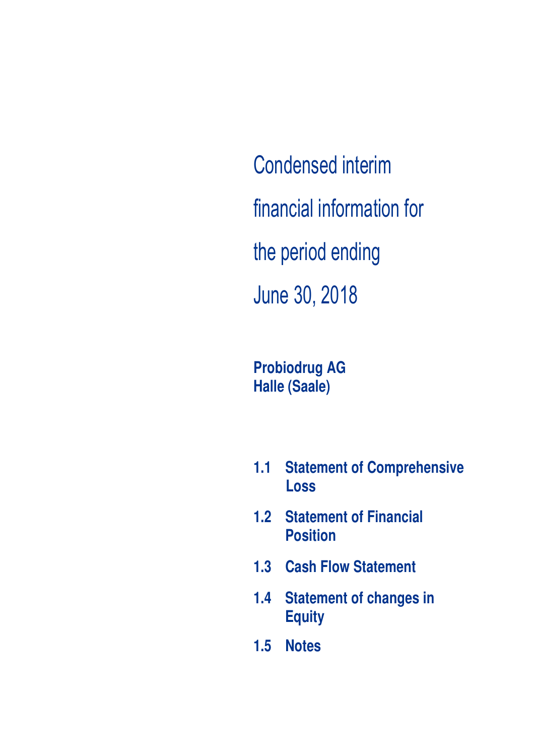# Condensed interim financial information for the period ending June 30, 2018

**Probiodrug AG**
**Halle (Saale)**

**1.1 Statement of Comprehensive Loss**

**1.2 Statement of Financial Position**

**1.3 Cash Flow Statement**

**1.4 Statement of changes in Equity**

**1.5 Notes**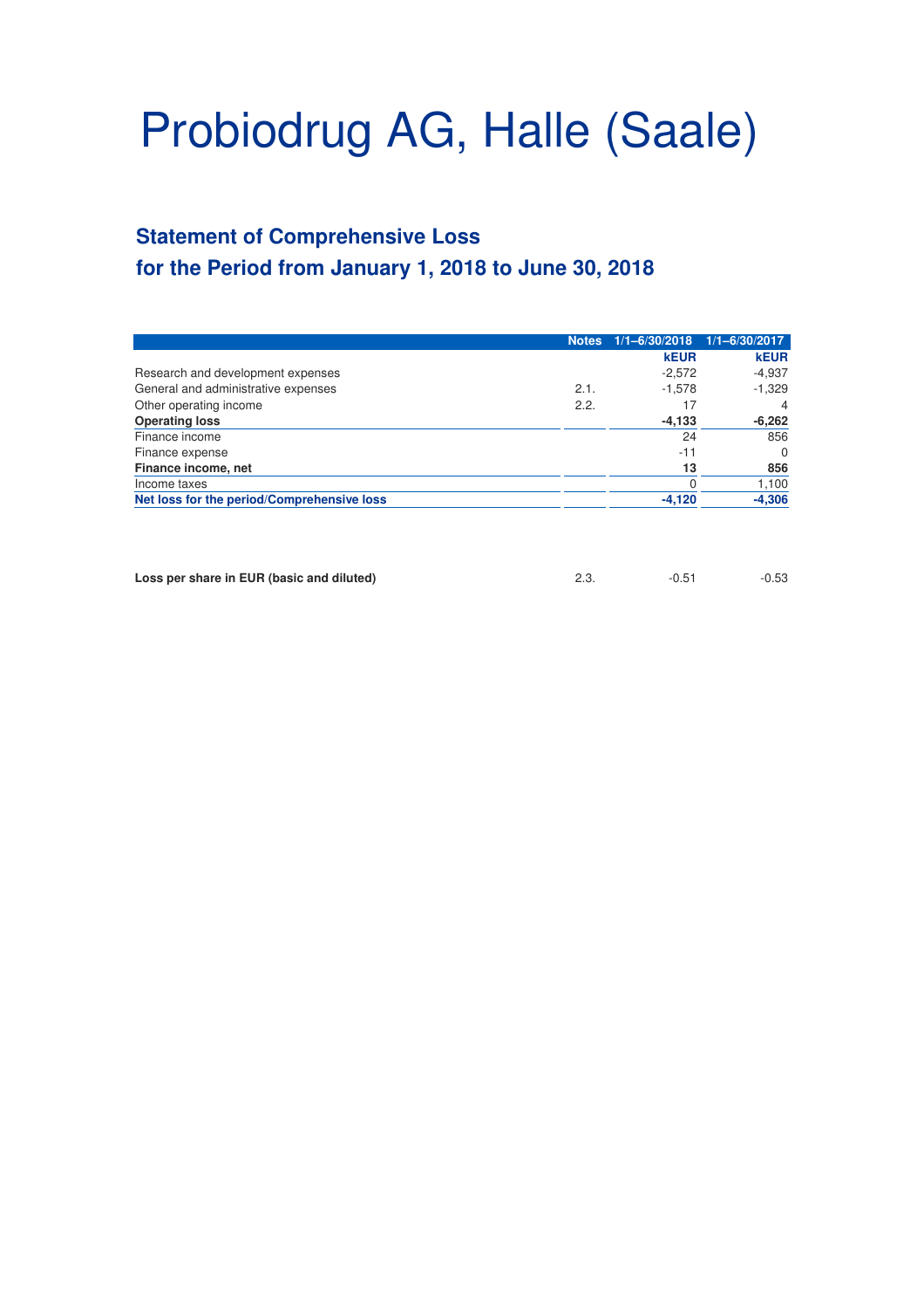# Probiodrug AG, Halle (Saale)

## Statement of Comprehensive Loss
## for the Period from January 1, 2018 to June 30, 2018

| | Notes | 1/1–6/30/2018 | 1/1–6/30/2017 |
|---|---|---|---|
| | | **kEUR** | **kEUR** |
| Research and development expenses | | -2,572 | -4,937 |
| General and administrative expenses | 2.1. | -1,578 | -1,329 |
| Other operating income | 2.2. | 17 | 4 |
| **Operating loss** | | **-4,133** | **-6,262** |
| Finance income | | 24 | 856 |
| Finance expense | | -11 | 0 |
| **Finance income, net** | | **13** | **856** |
| Income taxes | | 0 | 1,100 |
| **Net loss for the period/Comprehensive loss** | | **-4,120** | **-4,306** |

| | Notes | 1/1–6/30/2018 | 1/1–6/30/2017 |
|---|---|---|---|
| **Loss per share in EUR (basic and diluted)** | 2.3. | -0.51 | -0.53 |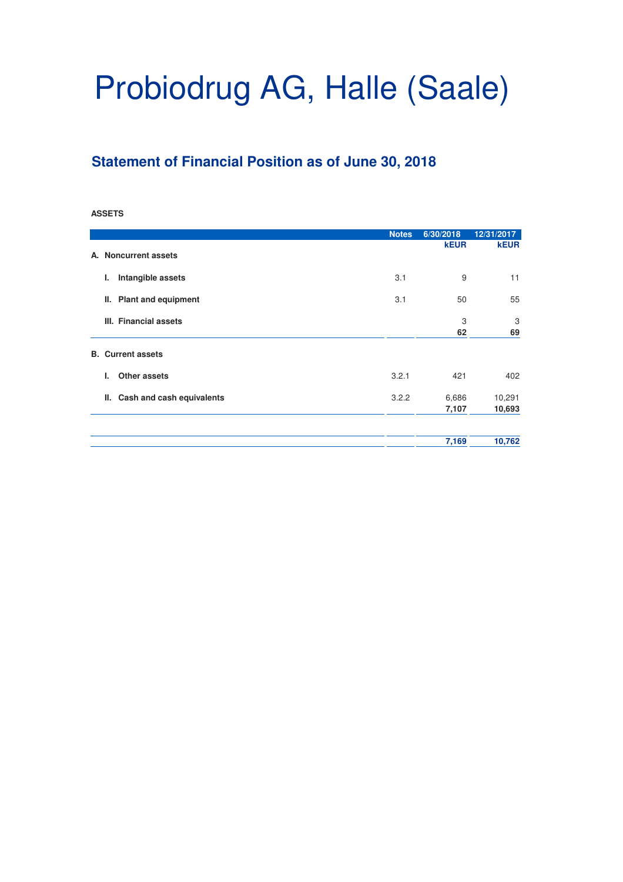# Probiodrug AG, Halle (Saale)

## Statement of Financial Position as of June 30, 2018

**ASSETS**

| | Notes | 6/30/2018 | 12/31/2017 |
|---|---|---|---|
| | | **kEUR** | **kEUR** |
| **A. Noncurrent assets** | | | |
| **I. Intangible assets** | 3.1 | 9 | 11 |
| **II. Plant and equipment** | 3.1 | 50 | 55 |
| **III. Financial assets** | | 3 | 3 |
| | | **62** | **69** |
| **B. Current assets** | | | |
| **I. Other assets** | 3.2.1 | 421 | 402 |
| **II. Cash and cash equivalents** | 3.2.2 | 6,686 | 10,291 |
| | | **7,107** | **10,693** |
| | | **7,169** | **10,762** |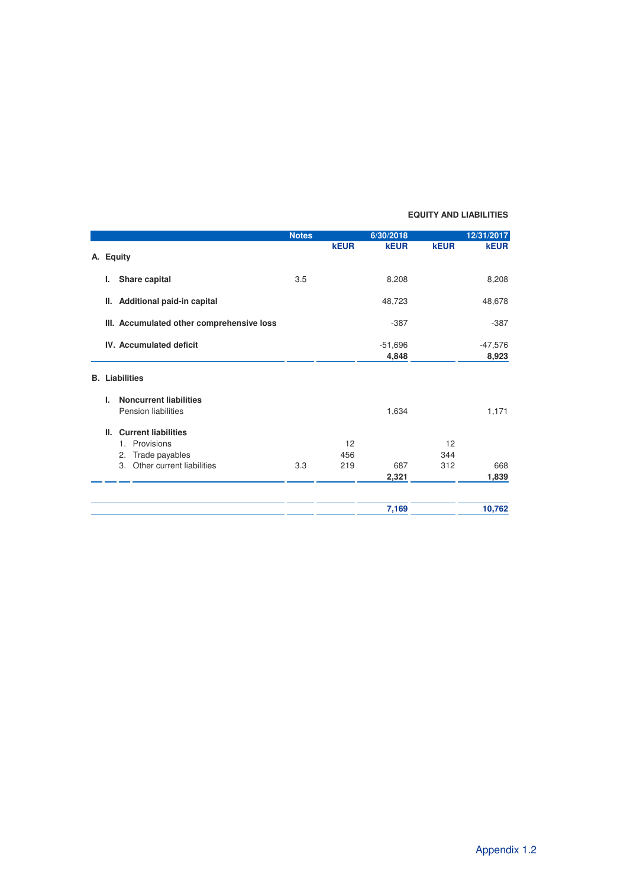## EQUITY AND LIABILITIES

| | Notes | 6/30/2018 | | 12/31/2017 | |
|---|---|---|---|---|---|
| | | kEUR | kEUR | kEUR | kEUR |
| **A. Equity** | | | | | |
| **I. Share capital** | 3.5 | | 8,208 | | 8,208 |
| **II. Additional paid-in capital** | | | 48,723 | | 48,678 |
| **III. Accumulated other comprehensive loss** | | | -387 | | -387 |
| **IV. Accumulated deficit** | | | -51,696 | | -47,576 |
| | | | **4,848** | | **8,923** |
| **B. Liabilities** | | | | | |
| **I. Noncurrent liabilities** | | | | | |
| Pension liabilities | | | 1,634 | | 1,171 |
| **II. Current liabilities** | | | | | |
| 1. Provisions | | 12 | | 12 | |
| 2. Trade payables | | 456 | | 344 | |
| 3. Other current liabilities | 3.3 | 219 | 687 | 312 | 668 |
| | | | **2,321** | | **1,839** |
| | | | **7,169** | | **10,762** |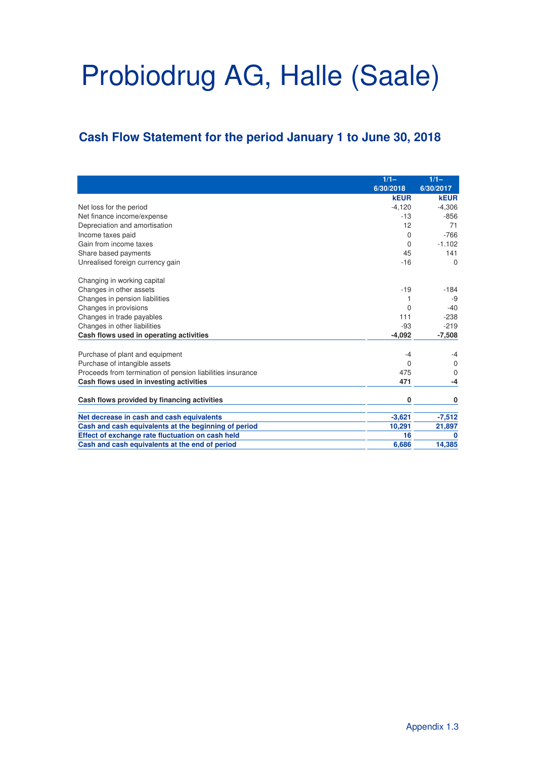# Probiodrug AG, Halle (Saale)

## Cash Flow Statement for the period January 1 to June 30, 2018

| | 1/1–6/30/2018 | 1/1–6/30/2017 |
|---|---|---|
| | **kEUR** | **kEUR** |
| Net loss for the period | -4,120 | -4,306 |
| Net finance income/expense | -13 | -856 |
| Depreciation and amortisation | 12 | 71 |
| Income taxes paid | 0 | -766 |
| Gain from income taxes | 0 | -1.102 |
| Share based payments | 45 | 141 |
| Unrealised foreign currency gain | -16 | 0 |
| | | |
| Changing in working capital | | |
| Changes in other assets | -19 | -184 |
| Changes in pension liabilities | 1 | -9 |
| Changes in provisions | 0 | -40 |
| Changes in trade payables | 111 | -238 |
| Changes in other liabilities | -93 | -219 |
| **Cash flows used in operating activities** | **-4,092** | **-7,508** |
| | | |
| Purchase of plant and equipment | -4 | -4 |
| Purchase of intangible assets | 0 | 0 |
| Proceeds from termination of pension liabilities insurance | 475 | 0 |
| **Cash flows used in investing activities** | **471** | **-4** |
| | | |
| **Cash flows provided by financing activities** | **0** | **0** |
| | | |
| **Net decrease in cash and cash equivalents** | **-3,621** | **-7,512** |
| **Cash and cash equivalents at the beginning of period** | **10,291** | **21,897** |
| **Effect of exchange rate fluctuation on cash held** | **16** | **0** |
| **Cash and cash equivalents at the end of period** | **6,686** | **14,385** |

Appendix 1.3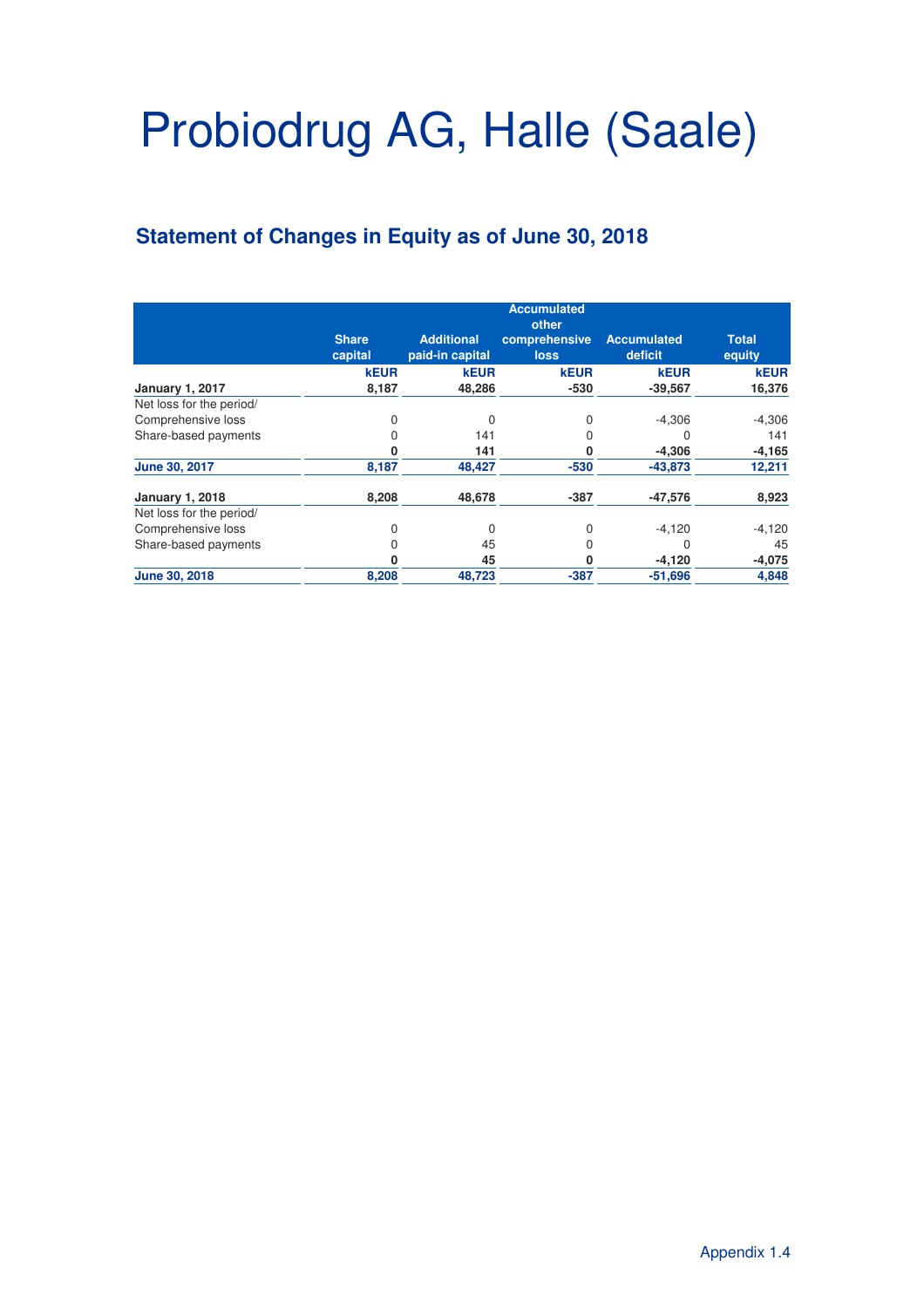# Probiodrug AG, Halle (Saale)

## Statement of Changes in Equity as of June 30, 2018

| | Share capital | Additional paid-in capital | Accumulated other comprehensive loss | Accumulated deficit | Total equity |
|---|---|---|---|---|---|
| | **kEUR** | **kEUR** | **kEUR** | **kEUR** | **kEUR** |
| **January 1, 2017** | **8,187** | **48,286** | **-530** | **-39,567** | **16,376** |
| Net loss for the period/ | | | | | |
| Comprehensive loss | 0 | 0 | 0 | -4,306 | -4,306 |
| Share-based payments | 0 | 141 | 0 | 0 | 141 |
| | **0** | **141** | **0** | **-4,306** | **-4,165** |
| **June 30, 2017** | **8,187** | **48,427** | **-530** | **-43,873** | **12,211** |
| | | | | | |
| **January 1, 2018** | **8,208** | **48,678** | **-387** | **-47,576** | **8,923** |
| Net loss for the period/ | | | | | |
| Comprehensive loss | 0 | 0 | 0 | -4,120 | -4,120 |
| Share-based payments | 0 | 45 | 0 | 0 | 45 |
| | **0** | **45** | **0** | **-4,120** | **-4,075** |
| **June 30, 2018** | **8,208** | **48,723** | **-387** | **-51,696** | **4,848** |

Appendix 1.4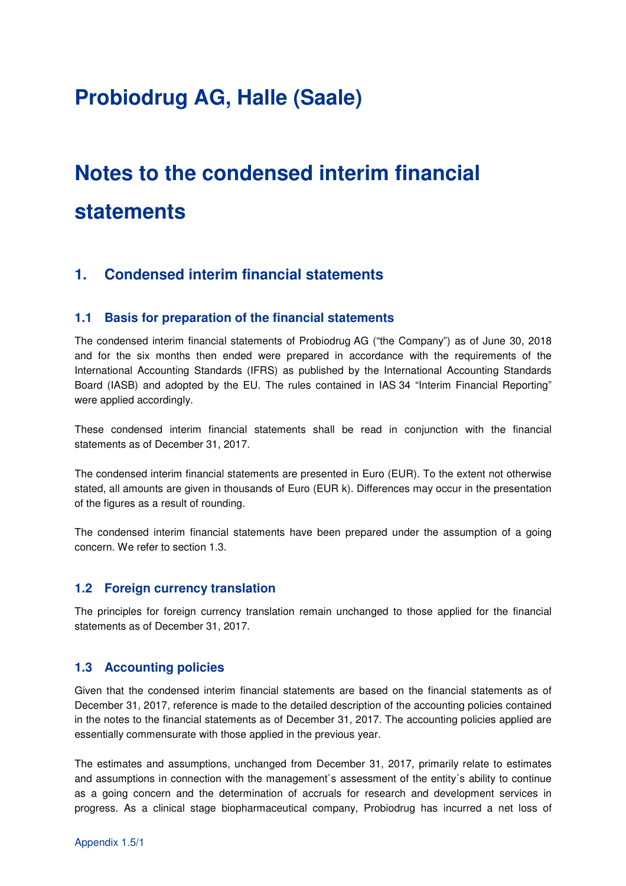# Probiodrug AG, Halle (Saale)

# Notes to the condensed interim financial statements

## 1. Condensed interim financial statements

### 1.1 Basis for preparation of the financial statements

The condensed interim financial statements of Probiodrug AG ("the Company") as of June 30, 2018 and for the six months then ended were prepared in accordance with the requirements of the International Accounting Standards (IFRS) as published by the International Accounting Standards Board (IASB) and adopted by the EU. The rules contained in IAS 34 "Interim Financial Reporting" were applied accordingly.

These condensed interim financial statements shall be read in conjunction with the financial statements as of December 31, 2017.

The condensed interim financial statements are presented in Euro (EUR). To the extent not otherwise stated, all amounts are given in thousands of Euro (EUR k). Differences may occur in the presentation of the figures as a result of rounding.

The condensed interim financial statements have been prepared under the assumption of a going concern. We refer to section 1.3.

### 1.2 Foreign currency translation

The principles for foreign currency translation remain unchanged to those applied for the financial statements as of December 31, 2017.

### 1.3 Accounting policies

Given that the condensed interim financial statements are based on the financial statements as of December 31, 2017, reference is made to the detailed description of the accounting policies contained in the notes to the financial statements as of December 31, 2017. The accounting policies applied are essentially commensurate with those applied in the previous year.

The estimates and assumptions, unchanged from December 31, 2017, primarily relate to estimates and assumptions in connection with the management`s assessment of the entity´s ability to continue as a going concern and the determination of accruals for research and development services in progress. As a clinical stage biopharmaceutical company, Probiodrug has incurred a net loss of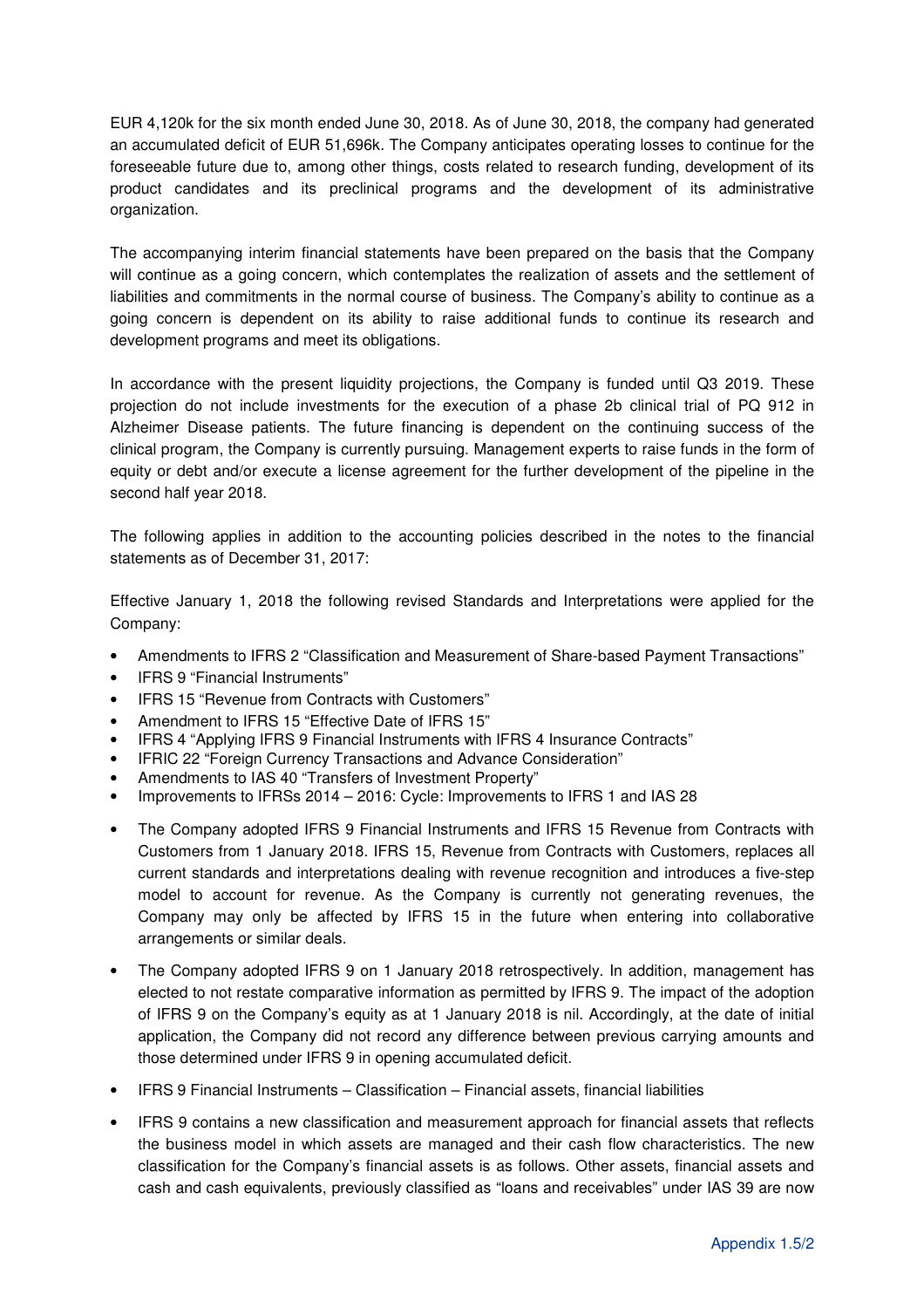EUR 4,120k for the six month ended June 30, 2018. As of June 30, 2018, the company had generated an accumulated deficit of EUR 51,696k. The Company anticipates operating losses to continue for the foreseeable future due to, among other things, costs related to research funding, development of its product candidates and its preclinical programs and the development of its administrative organization.

The accompanying interim financial statements have been prepared on the basis that the Company will continue as a going concern, which contemplates the realization of assets and the settlement of liabilities and commitments in the normal course of business. The Company's ability to continue as a going concern is dependent on its ability to raise additional funds to continue its research and development programs and meet its obligations.

In accordance with the present liquidity projections, the Company is funded until Q3 2019. These projection do not include investments for the execution of a phase 2b clinical trial of PQ 912 in Alzheimer Disease patients. The future financing is dependent on the continuing success of the clinical program, the Company is currently pursuing. Management experts to raise funds in the form of equity or debt and/or execute a license agreement for the further development of the pipeline in the second half year 2018.

The following applies in addition to the accounting policies described in the notes to the financial statements as of December 31, 2017:

Effective January 1, 2018 the following revised Standards and Interpretations were applied for the Company:

- Amendments to IFRS 2 "Classification and Measurement of Share-based Payment Transactions"
- IFRS 9 "Financial Instruments"
- IFRS 15 "Revenue from Contracts with Customers"
- Amendment to IFRS 15 "Effective Date of IFRS 15"
- IFRS 4 "Applying IFRS 9 Financial Instruments with IFRS 4 Insurance Contracts"
- IFRIC 22 "Foreign Currency Transactions and Advance Consideration"
- Amendments to IAS 40 "Transfers of Investment Property"
- Improvements to IFRSs 2014 – 2016: Cycle: Improvements to IFRS 1 and IAS 28

- The Company adopted IFRS 9 Financial Instruments and IFRS 15 Revenue from Contracts with Customers from 1 January 2018. IFRS 15, Revenue from Contracts with Customers, replaces all current standards and interpretations dealing with revenue recognition and introduces a five-step model to account for revenue. As the Company is currently not generating revenues, the Company may only be affected by IFRS 15 in the future when entering into collaborative arrangements or similar deals.

- The Company adopted IFRS 9 on 1 January 2018 retrospectively. In addition, management has elected to not restate comparative information as permitted by IFRS 9. The impact of the adoption of IFRS 9 on the Company's equity as at 1 January 2018 is nil. Accordingly, at the date of initial application, the Company did not record any difference between previous carrying amounts and those determined under IFRS 9 in opening accumulated deficit.

- IFRS 9 Financial Instruments – Classification – Financial assets, financial liabilities

- IFRS 9 contains a new classification and measurement approach for financial assets that reflects the business model in which assets are managed and their cash flow characteristics. The new classification for the Company's financial assets is as follows. Other assets, financial assets and cash and cash equivalents, previously classified as "loans and receivables" under IAS 39 are now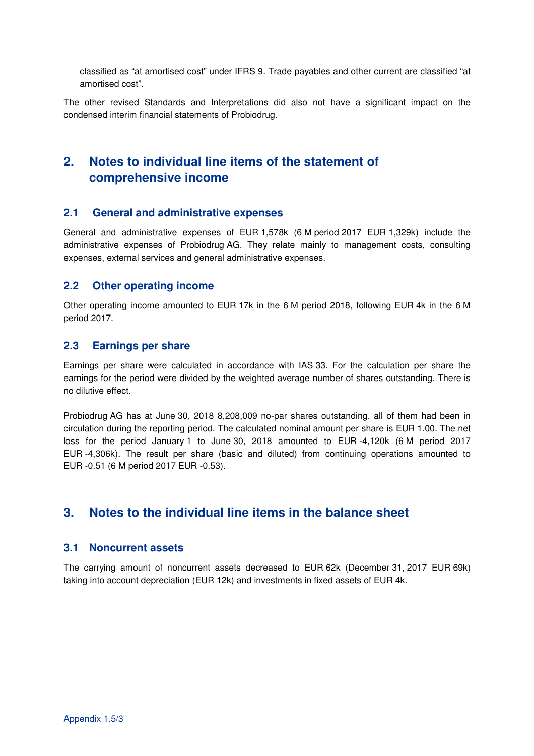classified as “at amortised cost” under IFRS 9. Trade payables and other current are classified “at amortised cost”.

The other revised Standards and Interpretations did also not have a significant impact on the condensed interim financial statements of Probiodrug.

## 2. Notes to individual line items of the statement of comprehensive income

### 2.1 General and administrative expenses

General and administrative expenses of EUR 1,578k (6 M period 2017 EUR 1,329k) include the administrative expenses of Probiodrug AG. They relate mainly to management costs, consulting expenses, external services and general administrative expenses.

### 2.2 Other operating income

Other operating income amounted to EUR 17k in the 6 M period 2018, following EUR 4k in the 6 M period 2017.

### 2.3 Earnings per share

Earnings per share were calculated in accordance with IAS 33. For the calculation per share the earnings for the period were divided by the weighted average number of shares outstanding. There is no dilutive effect.

Probiodrug AG has at June 30, 2018 8,208,009 no-par shares outstanding, all of them had been in circulation during the reporting period. The calculated nominal amount per share is EUR 1.00. The net loss for the period January 1 to June 30, 2018 amounted to EUR -4,120k (6 M period 2017 EUR -4,306k). The result per share (basic and diluted) from continuing operations amounted to EUR -0.51 (6 M period 2017 EUR -0.53).

## 3. Notes to the individual line items in the balance sheet

### 3.1 Noncurrent assets

The carrying amount of noncurrent assets decreased to EUR 62k (December 31, 2017 EUR 69k) taking into account depreciation (EUR 12k) and investments in fixed assets of EUR 4k.

Appendix 1.5/3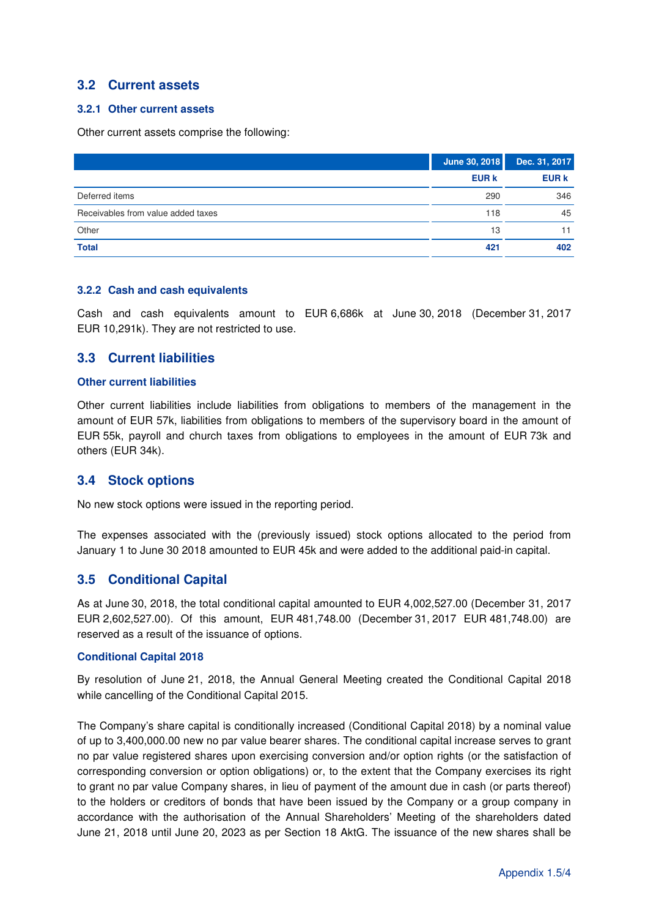## 3.2 Current assets

### 3.2.1 Other current assets

Other current assets comprise the following:

| | June 30, 2018 | Dec. 31, 2017 |
|---|---|---|
| | EUR k | EUR k |
| Deferred items | 290 | 346 |
| Receivables from value added taxes | 118 | 45 |
| Other | 13 | 11 |
| **Total** | **421** | **402** |

### 3.2.2 Cash and cash equivalents

Cash and cash equivalents amount to EUR 6,686k at June 30, 2018 (December 31, 2017 EUR 10,291k). They are not restricted to use.

## 3.3 Current liabilities

### Other current liabilities

Other current liabilities include liabilities from obligations to members of the management in the amount of EUR 57k, liabilities from obligations to members of the supervisory board in the amount of EUR 55k, payroll and church taxes from obligations to employees in the amount of EUR 73k and others (EUR 34k).

## 3.4 Stock options

No new stock options were issued in the reporting period.

The expenses associated with the (previously issued) stock options allocated to the period from January 1 to June 30 2018 amounted to EUR 45k and were added to the additional paid-in capital.

## 3.5 Conditional Capital

As at June 30, 2018, the total conditional capital amounted to EUR 4,002,527.00 (December 31, 2017 EUR 2,602,527.00). Of this amount, EUR 481,748.00 (December 31, 2017 EUR 481,748.00) are reserved as a result of the issuance of options.

### Conditional Capital 2018

By resolution of June 21, 2018, the Annual General Meeting created the Conditional Capital 2018 while cancelling of the Conditional Capital 2015.

The Company's share capital is conditionally increased (Conditional Capital 2018) by a nominal value of up to 3,400,000.00 new no par value bearer shares. The conditional capital increase serves to grant no par value registered shares upon exercising conversion and/or option rights (or the satisfaction of corresponding conversion or option obligations) or, to the extent that the Company exercises its right to grant no par value Company shares, in lieu of payment of the amount due in cash (or parts thereof) to the holders or creditors of bonds that have been issued by the Company or a group company in accordance with the authorisation of the Annual Shareholders' Meeting of the shareholders dated June 21, 2018 until June 20, 2023 as per Section 18 AktG. The issuance of the new shares shall be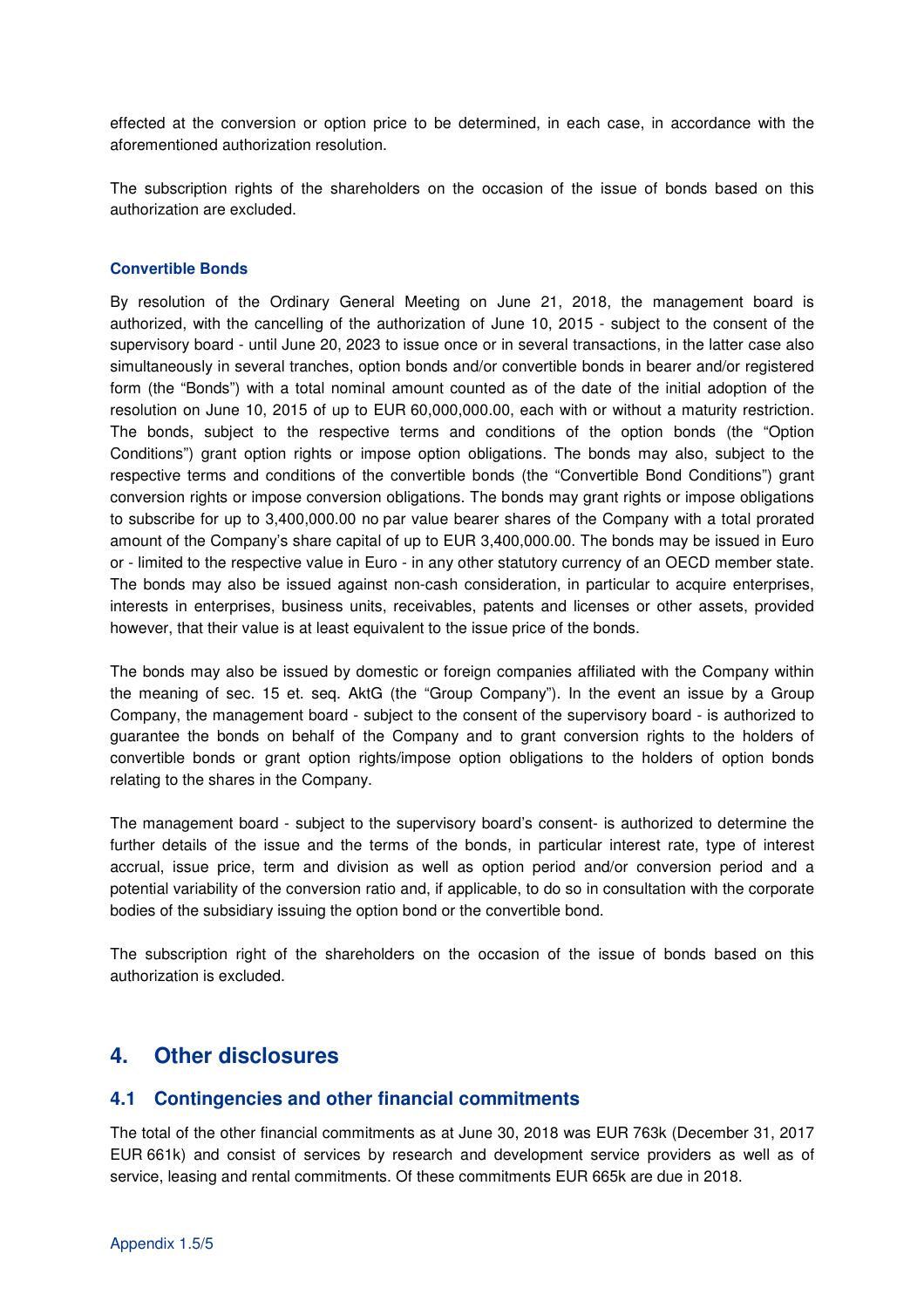effected at the conversion or option price to be determined, in each case, in accordance with the aforementioned authorization resolution.

The subscription rights of the shareholders on the occasion of the issue of bonds based on this authorization are excluded.

### Convertible Bonds

By resolution of the Ordinary General Meeting on June 21, 2018, the management board is authorized, with the cancelling of the authorization of June 10, 2015 - subject to the consent of the supervisory board - until June 20, 2023 to issue once or in several transactions, in the latter case also simultaneously in several tranches, option bonds and/or convertible bonds in bearer and/or registered form (the "Bonds") with a total nominal amount counted as of the date of the initial adoption of the resolution on June 10, 2015 of up to EUR 60,000,000.00, each with or without a maturity restriction. The bonds, subject to the respective terms and conditions of the option bonds (the "Option Conditions") grant option rights or impose option obligations. The bonds may also, subject to the respective terms and conditions of the convertible bonds (the "Convertible Bond Conditions") grant conversion rights or impose conversion obligations. The bonds may grant rights or impose obligations to subscribe for up to 3,400,000.00 no par value bearer shares of the Company with a total prorated amount of the Company's share capital of up to EUR 3,400,000.00. The bonds may be issued in Euro or - limited to the respective value in Euro - in any other statutory currency of an OECD member state. The bonds may also be issued against non-cash consideration, in particular to acquire enterprises, interests in enterprises, business units, receivables, patents and licenses or other assets, provided however, that their value is at least equivalent to the issue price of the bonds.

The bonds may also be issued by domestic or foreign companies affiliated with the Company within the meaning of sec. 15 et. seq. AktG (the "Group Company"). In the event an issue by a Group Company, the management board - subject to the consent of the supervisory board - is authorized to guarantee the bonds on behalf of the Company and to grant conversion rights to the holders of convertible bonds or grant option rights/impose option obligations to the holders of option bonds relating to the shares in the Company.

The management board - subject to the supervisory board's consent- is authorized to determine the further details of the issue and the terms of the bonds, in particular interest rate, type of interest accrual, issue price, term and division as well as option period and/or conversion period and a potential variability of the conversion ratio and, if applicable, to do so in consultation with the corporate bodies of the subsidiary issuing the option bond or the convertible bond.

The subscription right of the shareholders on the occasion of the issue of bonds based on this authorization is excluded.

## 4. Other disclosures

### 4.1 Contingencies and other financial commitments

The total of the other financial commitments as at June 30, 2018 was EUR 763k (December 31, 2017 EUR 661k) and consist of services by research and development service providers as well as of service, leasing and rental commitments. Of these commitments EUR 665k are due in 2018.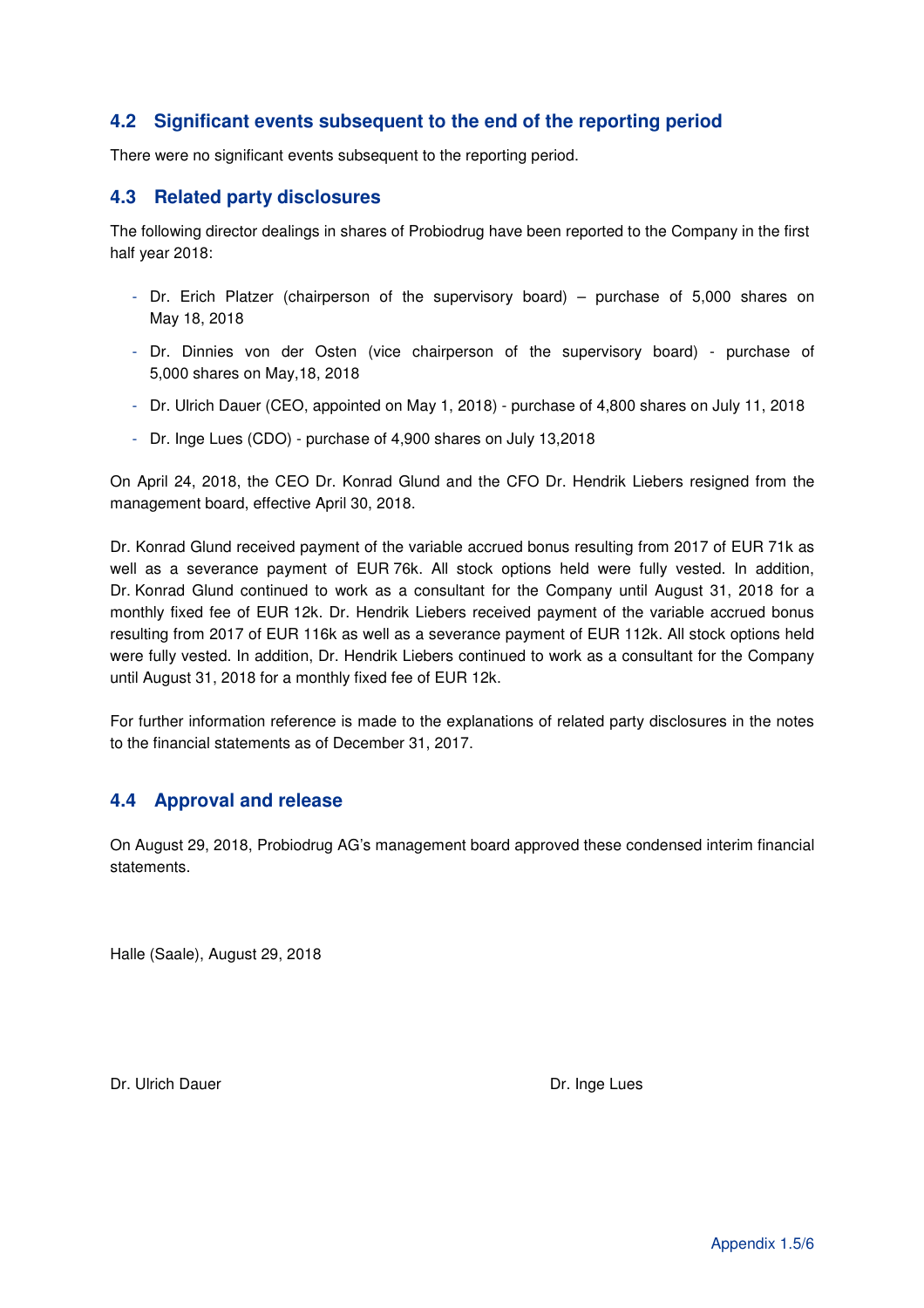## 4.2 Significant events subsequent to the end of the reporting period

There were no significant events subsequent to the reporting period.

## 4.3 Related party disclosures

The following director dealings in shares of Probiodrug have been reported to the Company in the first half year 2018:

- Dr. Erich Platzer (chairperson of the supervisory board) – purchase of 5,000 shares on May 18, 2018
- Dr. Dinnies von der Osten (vice chairperson of the supervisory board) - purchase of 5,000 shares on May,18, 2018
- Dr. Ulrich Dauer (CEO, appointed on May 1, 2018) - purchase of 4,800 shares on July 11, 2018
- Dr. Inge Lues (CDO) - purchase of 4,900 shares on July 13,2018

On April 24, 2018, the CEO Dr. Konrad Glund and the CFO Dr. Hendrik Liebers resigned from the management board, effective April 30, 2018.

Dr. Konrad Glund received payment of the variable accrued bonus resulting from 2017 of EUR 71k as well as a severance payment of EUR 76k. All stock options held were fully vested. In addition, Dr. Konrad Glund continued to work as a consultant for the Company until August 31, 2018 for a monthly fixed fee of EUR 12k. Dr. Hendrik Liebers received payment of the variable accrued bonus resulting from 2017 of EUR 116k as well as a severance payment of EUR 112k. All stock options held were fully vested. In addition, Dr. Hendrik Liebers continued to work as a consultant for the Company until August 31, 2018 for a monthly fixed fee of EUR 12k.

For further information reference is made to the explanations of related party disclosures in the notes to the financial statements as of December 31, 2017.

## 4.4 Approval and release

On August 29, 2018, Probiodrug AG's management board approved these condensed interim financial statements.

Halle (Saale), August 29, 2018

Dr. Ulrich Dauer

Dr. Inge Lues

Appendix 1.5/6